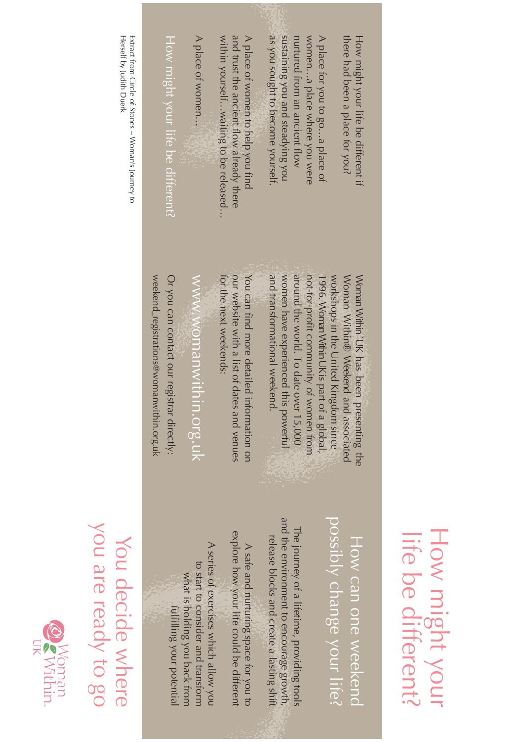# How might your life be different?

## How can one weekend possibly change your life?

The journey of a lifetime, providing tools and the environment to encourage growth, release blocks and create a lasting shift

A safe and nurturing space for you to explore how your life could be different

A series of exercises which allow you to start to consider and transform what is holding you back from fulfilling your potential

## You decide where you are ready to go

Woman Within UK

Woman Within UK has been presenting the Woman Within® Weekend and associated workshops in the United Kingdom since 1996. Woman Within UK is part of a global, not-for-profit community of women from around the world. To date over 15,000 women have experienced this powerful and transformational weekend.

You can find more detailed information on our website with a list of dates and venues for the next weekends:

www.womanwithin.org.uk

Or you can contact our registrar directly:

weekend_registrations@womanwithin.org.uk

How might your life be different if there had been a place for you?

A place for you to go…a place of women…a place where you were nurtured from an ancient flow sustaining you and steadying you as you sought to become yourself.

A place of women to help you find and trust the ancient flow already there within yourself…waiting to be released…

A place of women…

How might your life be different?

Extract from Circle of Stones – Woman's Journey to Herself by Judith Duerk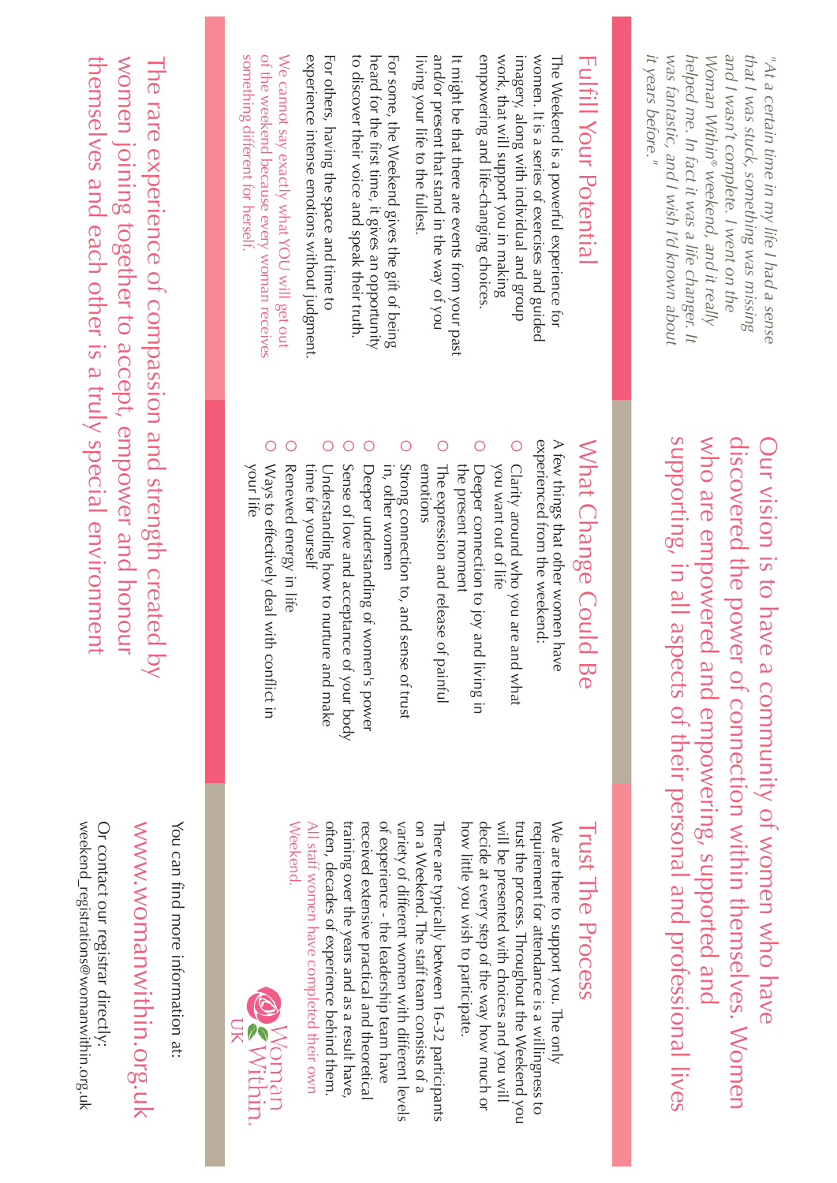*"At a certain time in my life I had a sense that I was stuck, something was missing and I wasn't complete. I went on the Woman Within® weekend, and it really helped me. In fact it was a life changer. It was fantastic, and I wish I'd known about it years before."*

## Fulfill Your Potential

The Weekend is a powerful experience for women. It is a series of exercises and guided imagery, along with individual and group work, that will support you in making empowering and life-changing choices.

It might be that there are events from your past and/or present that stand in the way of you living your life to the fullest.

For some, the Weekend gives the gift of being heard for the first time, it gives an opportunity to discover their voice and speak their truth.

For others, having the space and time to experience intense emotions without judgment.

We cannot say exactly what YOU will get out of the weekend because every woman receives something different for herself.

# The rare experience of compassion and strength created by women joining together to accept, empower and honour themselves and each other is a truly special environment

# Our vision is to have a community of women who have discovered the power of connection within themselves. Women who are empowered and empowering, supported and supporting, in all aspects of their personal and professional lives

## What Change Could Be

A few things that other women have experienced from the weekend:

- Clarity around who you are and what you want out of life
- Deeper connection to joy and living in the present moment
- The expression and release of painful emotions
- Strong connection to, and sense of trust in, other women
- Deeper understanding of women's power
- Sense of love and acceptance of your body
- Understanding how to nurture and make time for yourself
- Renewed energy in life
- Ways to effectively deal with conflict in your life

## Trust The Process

We are there to support you. The only requirement for attendance is a willingness to trust the process. Throughout the Weekend you will be presented with choices and you will decide at every step of the way how much or how little you wish to participate.

There are typically between 16-32 participants on a Weekend. The staff team consists of a variety of different women with different levels of experience - the leadership team have received extensive practical and theoretical training over the years and as a result have, often, decades of experience behind them. All staff women have completed their own Weekend.

Woman Within. UK

You can find more information at:

www.womanwithin.org.uk

Or contact our registrar directly:
weekend_registrations@womanwithin.org.uk